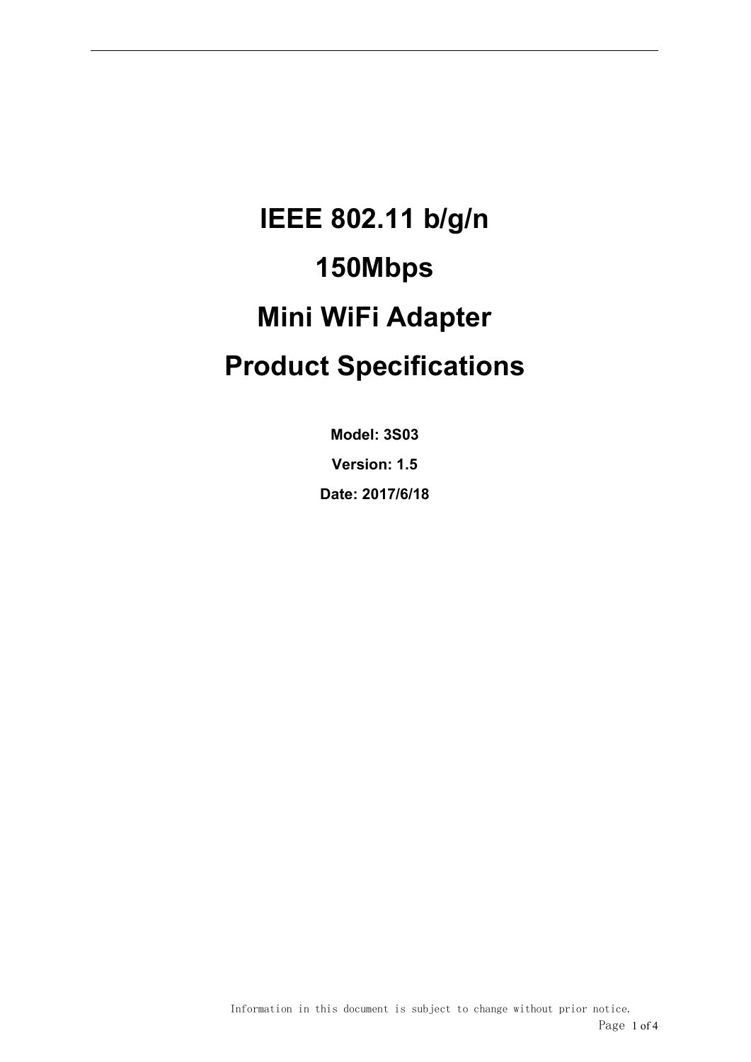# IEEE 802.11 b/g/n

# 150Mbps

# Mini WiFi Adapter

# Product Specifications

**Model: 3S03**

**Version: 1.5**

**Date: 2017/6/18**

Information in this document is subject to change without prior notice.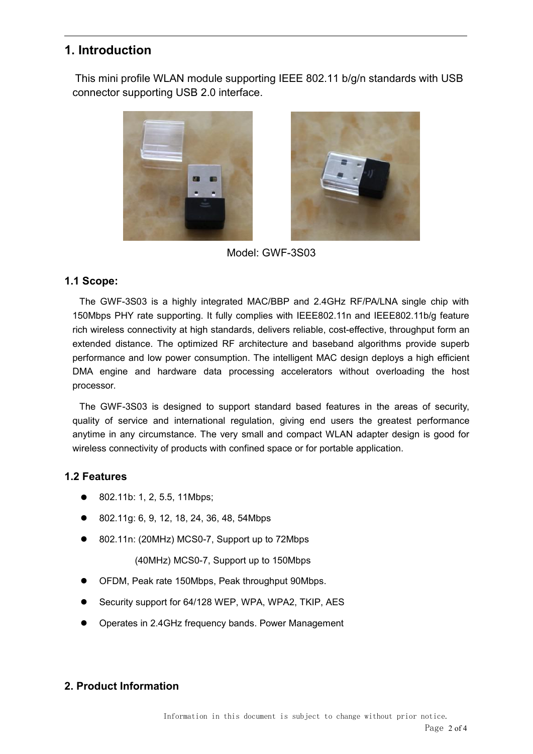## 1. Introduction

This mini profile WLAN module supporting IEEE 802.11 b/g/n standards with USB connector supporting USB 2.0 interface.

Model: GWF-3S03

### 1.1 Scope:

The GWF-3S03 is a highly integrated MAC/BBP and 2.4GHz RF/PA/LNA single chip with 150Mbps PHY rate supporting. It fully complies with IEEE802.11n and IEEE802.11b/g feature rich wireless connectivity at high standards, delivers reliable, cost-effective, throughput form an extended distance. The optimized RF architecture and baseband algorithms provide superb performance and low power consumption. The intelligent MAC design deploys a high efficient DMA engine and hardware data processing accelerators without overloading the host processor.

The GWF-3S03 is designed to support standard based features in the areas of security, quality of service and international regulation, giving end users the greatest performance anytime in any circumstance. The very small and compact WLAN adapter design is good for wireless connectivity of products with confined space or for portable application.

### 1.2 Features

- 802.11b: 1, 2, 5.5, 11Mbps;
- 802.11g: 6, 9, 12, 18, 24, 36, 48, 54Mbps
- 802.11n: (20MHz) MCS0-7, Support up to 72Mbps
  (40MHz) MCS0-7, Support up to 150Mbps
- OFDM, Peak rate 150Mbps, Peak throughput 90Mbps.
- Security support for 64/128 WEP, WPA, WPA2, TKIP, AES
- Operates in 2.4GHz frequency bands. Power Management

## 2. Product Information

Information in this document is subject to change without prior notice.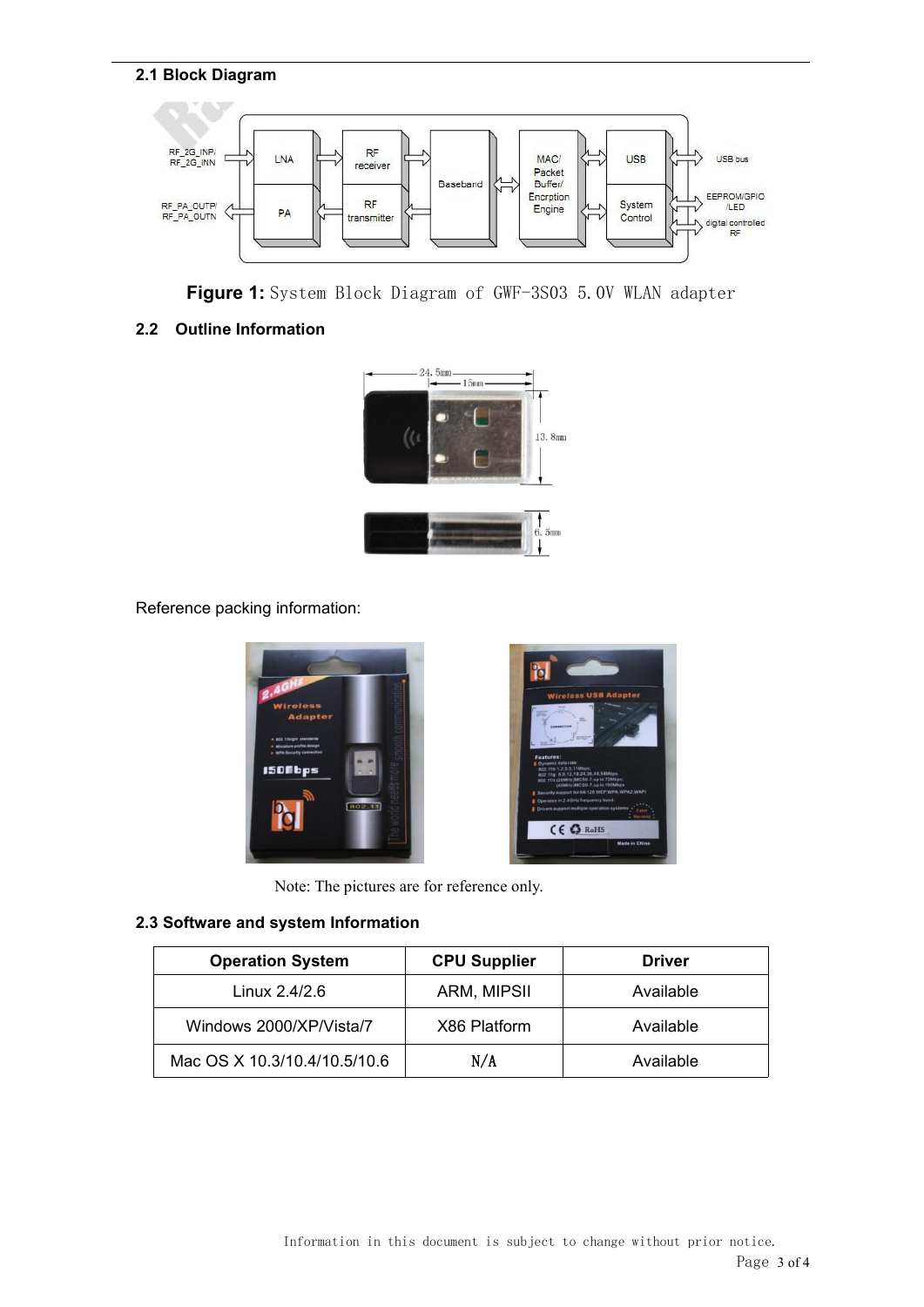### 2.1 Block Diagram

**Figure 1:** System Block Diagram of GWF-3S03 5.0V WLAN adapter

### 2.2 Outline Information

Reference packing information:

Note: The pictures are for reference only.

### 2.3 Software and system Information

| Operation System | CPU Supplier | Driver |
|---|---|---|
| Linux 2.4/2.6 | ARM, MIPSII | Available |
| Windows 2000/XP/Vista/7 | X86 Platform | Available |
| Mac OS X 10.3/10.4/10.5/10.6 | N/A | Available |

Information in this document is subject to change without prior notice.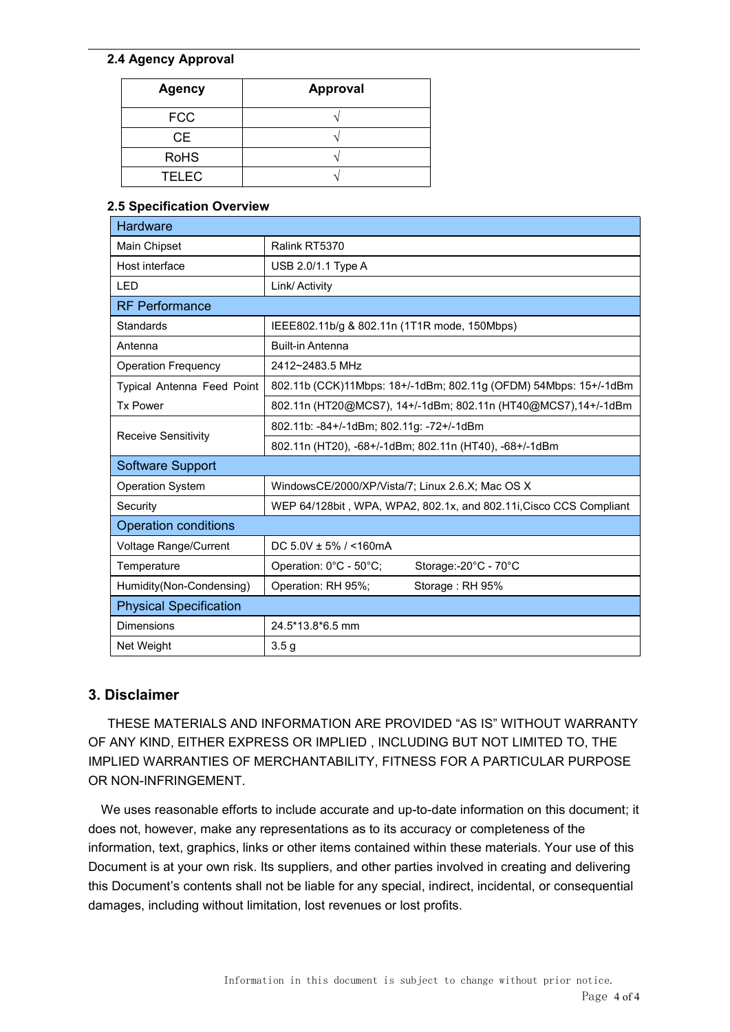### 2.4 Agency Approval

| Agency | Approval |
|---|---|
| FCC | √ |
| CE | √ |
| RoHS | √ |
| TELEC | √ |

### 2.5 Specification Overview

| | |
|---|---|
| **Hardware** | |
| Main Chipset | Ralink RT5370 |
| Host interface | USB 2.0/1.1 Type A |
| LED | Link/ Activity |
| **RF Performance** | |
| Standards | IEEE802.11b/g & 802.11n (1T1R mode, 150Mbps) |
| Antenna | Built-in Antenna |
| Operation Frequency | 2412~2483.5 MHz |
| Typical Antenna Feed Point Tx Power | 802.11b (CCK)11Mbps: 18+/-1dBm; 802.11g (OFDM) 54Mbps: 15+/-1dBm |
| | 802.11n (HT20@MCS7), 14+/-1dBm; 802.11n (HT40@MCS7),14+/-1dBm |
| Receive Sensitivity | 802.11b: -84+/-1dBm; 802.11g: -72+/-1dBm |
| | 802.11n (HT20), -68+/-1dBm; 802.11n (HT40), -68+/-1dBm |
| **Software Support** | |
| Operation System | WindowsCE/2000/XP/Vista/7; Linux 2.6.X; Mac OS X |
| Security | WEP 64/128bit , WPA, WPA2, 802.1x, and 802.11i,Cisco CCS Compliant |
| **Operation conditions** | |
| Voltage Range/Current | DC 5.0V ± 5% / <160mA |
| Temperature | Operation: 0°C - 50°C; Storage:-20°C - 70°C |
| Humidity(Non-Condensing) | Operation: RH 95%; Storage : RH 95% |
| **Physical Specification** | |
| Dimensions | 24.5*13.8*6.5 mm |
| Net Weight | 3.5 g |

## 3. Disclaimer

THESE MATERIALS AND INFORMATION ARE PROVIDED “AS IS” WITHOUT WARRANTY OF ANY KIND, EITHER EXPRESS OR IMPLIED , INCLUDING BUT NOT LIMITED TO, THE IMPLIED WARRANTIES OF MERCHANTABILITY, FITNESS FOR A PARTICULAR PURPOSE OR NON-INFRINGEMENT.

We uses reasonable efforts to include accurate and up-to-date information on this document; it does not, however, make any representations as to its accuracy or completeness of the information, text, graphics, links or other items contained within these materials. Your use of this Document is at your own risk. Its suppliers, and other parties involved in creating and delivering this Document’s contents shall not be liable for any special, indirect, incidental, or consequential damages, including without limitation, lost revenues or lost profits.